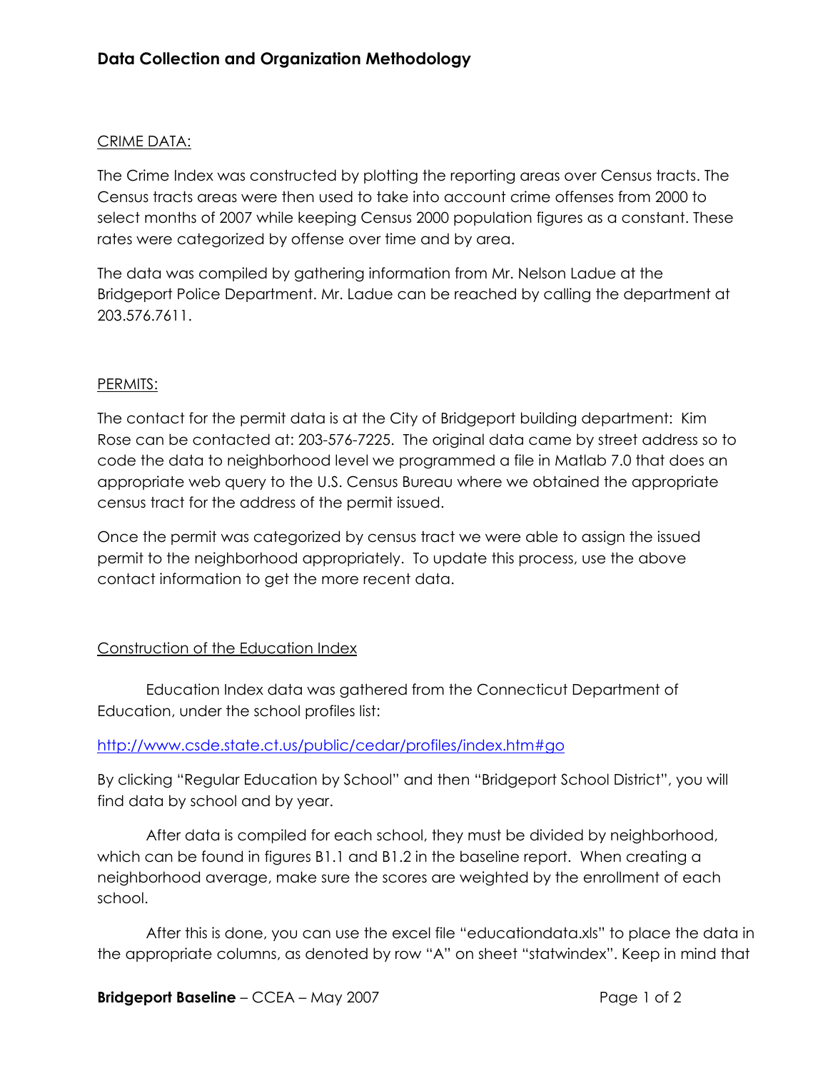# Data Collection and Organization Methodology

CRIME DATA:

The Crime Index was constructed by plotting the reporting areas over Census tracts. The Census tracts areas were then used to take into account crime offenses from 2000 to select months of 2007 while keeping Census 2000 population figures as a constant. These rates were categorized by offense over time and by area.

The data was compiled by gathering information from Mr. Nelson Ladue at the Bridgeport Police Department. Mr. Ladue can be reached by calling the department at 203.576.7611.

PERMITS:

The contact for the permit data is at the City of Bridgeport building department: Kim Rose can be contacted at: 203-576-7225. The original data came by street address so to code the data to neighborhood level we programmed a file in Matlab 7.0 that does an appropriate web query to the U.S. Census Bureau where we obtained the appropriate census tract for the address of the permit issued.

Once the permit was categorized by census tract we were able to assign the issued permit to the neighborhood appropriately. To update this process, use the above contact information to get the more recent data.

Construction of the Education Index

Education Index data was gathered from the Connecticut Department of Education, under the school profiles list:

http://www.csde.state.ct.us/public/cedar/profiles/index.htm#go

By clicking "Regular Education by School" and then "Bridgeport School District", you will find data by school and by year.

After data is compiled for each school, they must be divided by neighborhood, which can be found in figures B1.1 and B1.2 in the baseline report. When creating a neighborhood average, make sure the scores are weighted by the enrollment of each school.

After this is done, you can use the excel file "educationdata.xls" to place the data in the appropriate columns, as denoted by row "A" on sheet "statwindex". Keep in mind that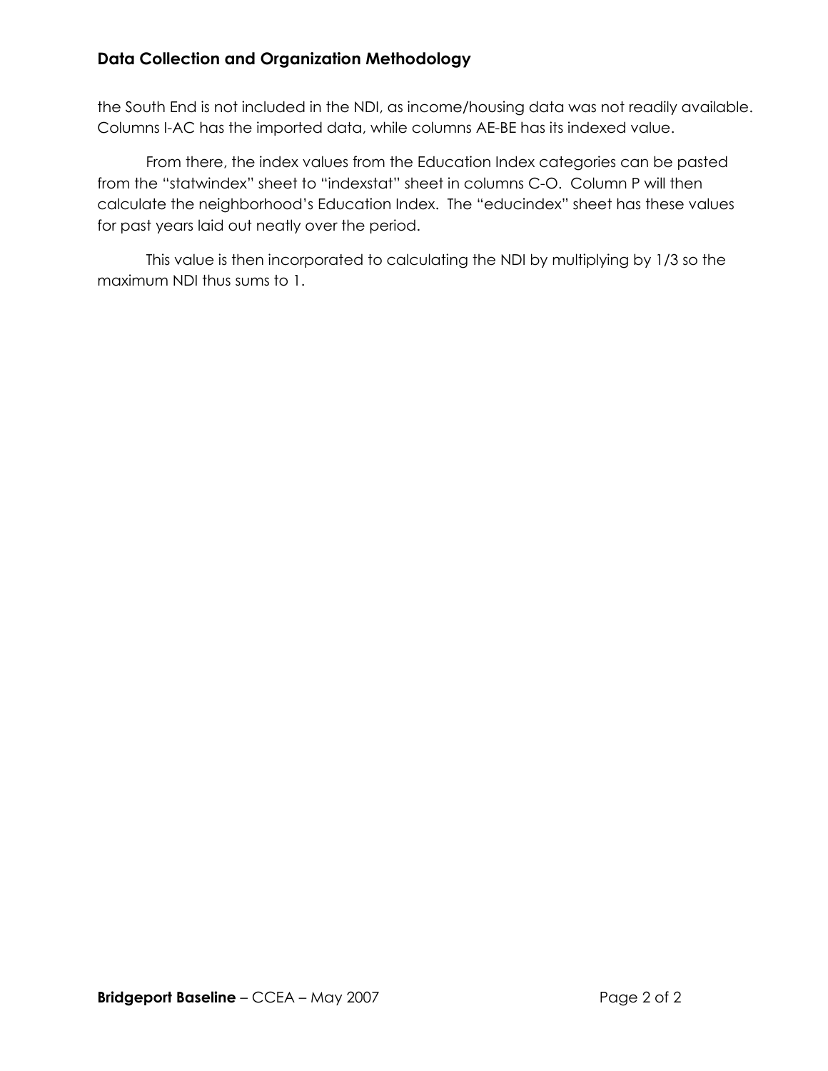the South End is not included in the NDI, as income/housing data was not readily available. Columns I-AC has the imported data, while columns AE-BE has its indexed value.

From there, the index values from the Education Index categories can be pasted from the "statwindex" sheet to "indexstat" sheet in columns C-O. Column P will then calculate the neighborhood's Education Index. The "educindex" sheet has these values for past years laid out neatly over the period.

This value is then incorporated to calculating the NDI by multiplying by 1/3 so the maximum NDI thus sums to 1.